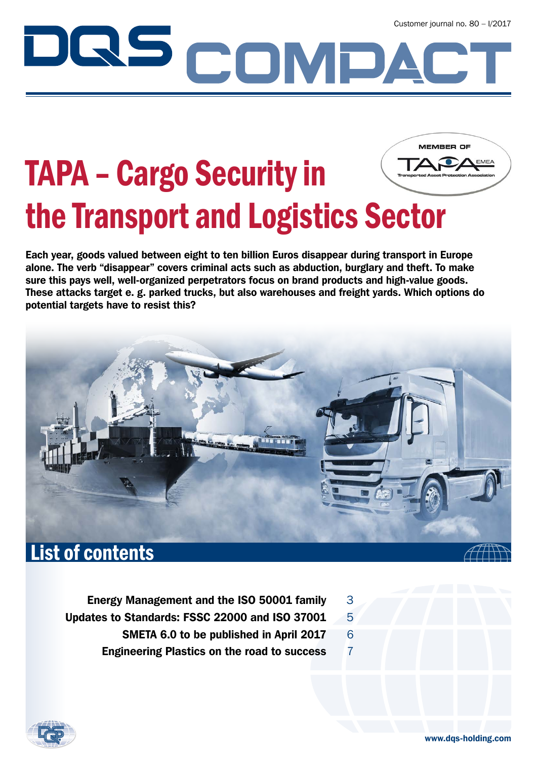Customer journal no. 80 – I/2017

# DQS COMPACT

MEMBER OF TAPA EMEA Transported Asset Protection Association

# TAPA – Cargo Security in the Transport and Logistics Sector

**Each year, goods valued between eight to ten billion Euros disappear during transport in Europe alone. The verb "disappear" covers criminal acts such as abduction, burglary and theft. To make sure this pays well, well-organized perpetrators focus on brand products and high-value goods. These attacks target e. g. parked trucks, but also warehouses and freight yards. Which options do potential targets have to resist this?**

## List of contents

| | |
|---|---|
| **Energy Management and the ISO 50001 family** | 3 |
| **Updates to Standards: FSSC 22000 and ISO 37001** | 5 |
| **SMETA 6.0 to be published in April 2017** | 6 |
| **Engineering Plastics on the road to success** | 7 |

www.dqs-holding.com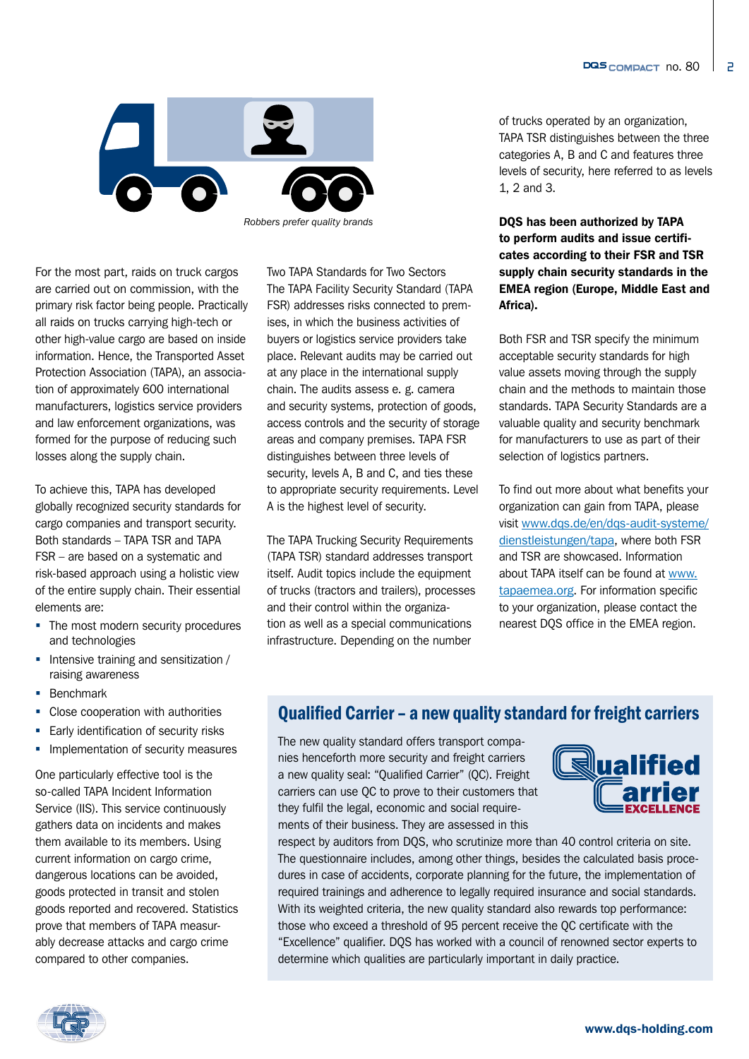*Robbers prefer quality brands*

For the most part, raids on truck cargos are carried out on commission, with the primary risk factor being people. Practically all raids on trucks carrying high-tech or other high-value cargo are based on inside information. Hence, the Transported Asset Protection Association (TAPA), an association of approximately 600 international manufacturers, logistics service providers and law enforcement organizations, was formed for the purpose of reducing such losses along the supply chain.

To achieve this, TAPA has developed globally recognized security standards for cargo companies and transport security. Both standards – TAPA TSR and TAPA FSR – are based on a systematic and risk-based approach using a holistic view of the entire supply chain. Their essential elements are:

- The most modern security procedures and technologies
- Intensive training and sensitization / raising awareness
- Benchmark
- Close cooperation with authorities
- Early identification of security risks
- Implementation of security measures

One particularly effective tool is the so-called TAPA Incident Information Service (IIS). This service continuously gathers data on incidents and makes them available to its members. Using current information on cargo crime, dangerous locations can be avoided, goods protected in transit and stolen goods reported and recovered. Statistics prove that members of TAPA measurably decrease attacks and cargo crime compared to other companies.

Two TAPA Standards for Two Sectors
The TAPA Facility Security Standard (TAPA FSR) addresses risks connected to premises, in which the business activities of buyers or logistics service providers take place. Relevant audits may be carried out at any place in the international supply chain. The audits assess e. g. camera and security systems, protection of goods, access controls and the security of storage areas and company premises. TAPA FSR distinguishes between three levels of security, levels A, B and C, and ties these to appropriate security requirements. Level A is the highest level of security.

The TAPA Trucking Security Requirements (TAPA TSR) standard addresses transport itself. Audit topics include the equipment of trucks (tractors and trailers), processes and their control within the organization as well as a special communications infrastructure. Depending on the number of trucks operated by an organization, TAPA TSR distinguishes between the three categories A, B and C and features three levels of security, here referred to as levels 1, 2 and 3.

**DQS has been authorized by TAPA to perform audits and issue certificates according to their FSR and TSR supply chain security standards in the EMEA region (Europe, Middle East and Africa).**

Both FSR and TSR specify the minimum acceptable security standards for high value assets moving through the supply chain and the methods to maintain those standards. TAPA Security Standards are a valuable quality and security benchmark for manufacturers to use as part of their selection of logistics partners.

To find out more about what benefits your organization can gain from TAPA, please visit www.dqs.de/en/dqs-audit-systeme/dienstleistungen/tapa, where both FSR and TSR are showcased. Information about TAPA itself can be found at www.tapaemea.org. For information specific to your organization, please contact the nearest DQS office in the EMEA region.

## Qualified Carrier – a new quality standard for freight carriers

The new quality standard offers transport companies henceforth more security and freight carriers a new quality seal: "Qualified Carrier" (QC). Freight carriers can use QC to prove to their customers that they fulfil the legal, economic and social requirements of their business. They are assessed in this respect by auditors from DQS, who scrutinize more than 40 control criteria on site. The questionnaire includes, among other things, besides the calculated basis procedures in case of accidents, corporate planning for the future, the implementation of required trainings and adherence to legally required insurance and social standards. With its weighted criteria, the new quality standard also rewards top performance: those who exceed a threshold of 95 percent receive the QC certificate with the "Excellence" qualifier. DQS has worked with a council of renowned sector experts to determine which qualities are particularly important in daily practice.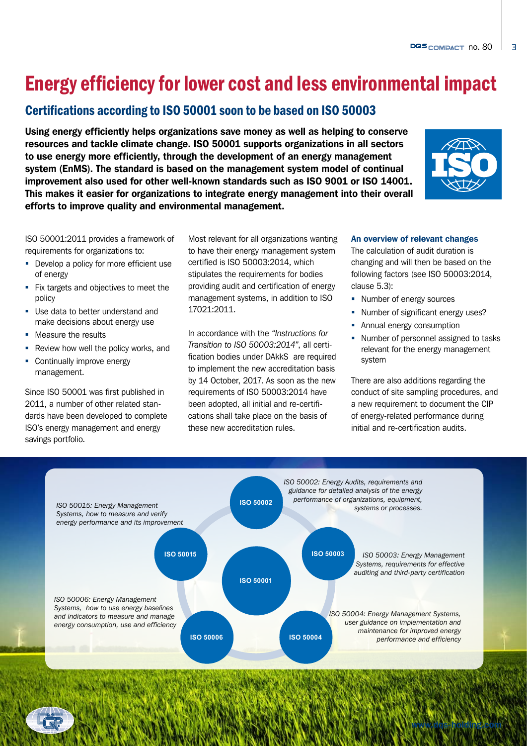# Energy efficiency for lower cost and less environmental impact

## Certifications according to ISO 50001 soon to be based on ISO 50003

**Using energy efficiently helps organizations save money as well as helping to conserve resources and tackle climate change. ISO 50001 supports organizations in all sectors to use energy more efficiently, through the development of an energy management system (EnMS). The standard is based on the management system model of continual improvement also used for other well-known standards such as ISO 9001 or ISO 14001. This makes it easier for organizations to integrate energy management into their overall efforts to improve quality and environmental management.**

ISO 50001:2011 provides a framework of requirements for organizations to:

- Develop a policy for more efficient use of energy
- Fix targets and objectives to meet the policy
- Use data to better understand and make decisions about energy use
- Measure the results
- Review how well the policy works, and
- Continually improve energy management.

Since ISO 50001 was first published in 2011, a number of other related standards have been developed to complete ISO's energy management and energy savings portfolio.

Most relevant for all organizations wanting to have their energy management system certified is ISO 50003:2014, which stipulates the requirements for bodies providing audit and certification of energy management systems, in addition to ISO 17021:2011.

In accordance with the *"Instructions for Transition to ISO 50003:2014"*, all certification bodies under DAkkS are required to implement the new accreditation basis by 14 October, 2017. As soon as the new requirements of ISO 50003:2014 have been adopted, all initial and re-certifications shall take place on the basis of these new accreditation rules.

### An overview of relevant changes

The calculation of audit duration is changing and will then be based on the following factors (see ISO 50003:2014, clause 5.3):

- Number of energy sources
- Number of significant energy uses?
- Annual energy consumption
- Number of personnel assigned to tasks relevant for the energy management system

There are also additions regarding the conduct of site sampling procedures, and a new requirement to document the CIP of energy-related performance during initial and re-certification audits.

**ISO 50001**

**ISO 50002** – *ISO 50002: Energy Audits, requirements and guidance for detailed analysis of the energy performance of organizations, equipment, systems or processes.*

**ISO 50003** – *ISO 50003: Energy Management Systems, requirements for effective auditing and third-party certification*

**ISO 50004** – *ISO 50004: Energy Management Systems, user guidance on implementation and maintenance for improved energy performance and efficiency*

**ISO 50006** – *ISO 50006: Energy Management Systems, how to use energy baselines and indicators to measure and manage energy consumption, use and efficiency*

**ISO 50015** – *ISO 50015: Energy Management Systems, how to measure and verify energy performance and its improvement*

www.dqs-holding.com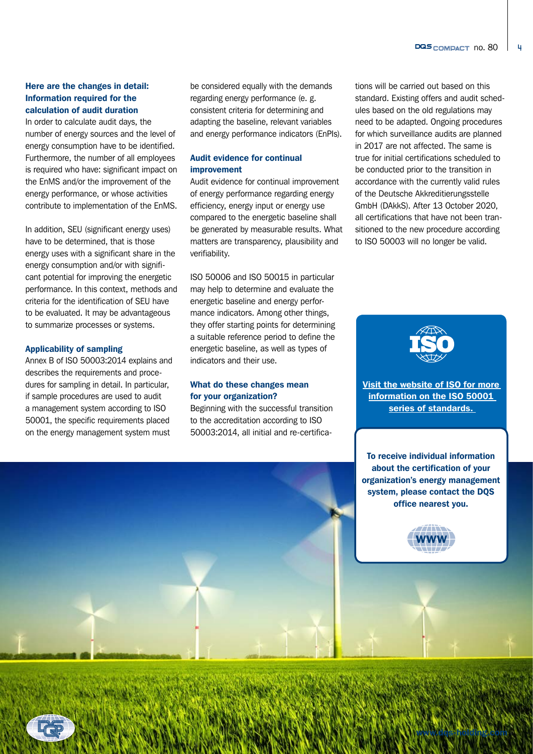### Here are the changes in detail: Information required for the calculation of audit duration

In order to calculate audit days, the number of energy sources and the level of energy consumption have to be identified. Furthermore, the number of all employees is required who have: significant impact on the EnMS and/or the improvement of the energy performance, or whose activities contribute to implementation of the EnMS.

In addition, SEU (significant energy uses) have to be determined, that is those energy uses with a significant share in the energy consumption and/or with significant potential for improving the energetic performance. In this context, methods and criteria for the identification of SEU have to be evaluated. It may be advantageous to summarize processes or systems.

### Applicability of sampling

Annex B of ISO 50003:2014 explains and describes the requirements and procedures for sampling in detail. In particular, if sample procedures are used to audit a management system according to ISO 50001, the specific requirements placed on the energy management system must be considered equally with the demands regarding energy performance (e. g. consistent criteria for determining and adapting the baseline, relevant variables and energy performance indicators (EnPIs).

### Audit evidence for continual improvement

Audit evidence for continual improvement of energy performance regarding energy efficiency, energy input or energy use compared to the energetic baseline shall be generated by measurable results. What matters are transparency, plausibility and verifiability.

ISO 50006 and ISO 50015 in particular may help to determine and evaluate the energetic baseline and energy performance indicators. Among other things, they offer starting points for determining a suitable reference period to define the energetic baseline, as well as types of indicators and their use.

### What do these changes mean for your organization?

Beginning with the successful transition to the accreditation according to ISO 50003:2014, all initial and re-certifications will be carried out based on this standard. Existing offers and audit schedules based on the old regulations may need to be adapted. Ongoing procedures for which surveillance audits are planned in 2017 are not affected. The same is true for initial certifications scheduled to be conducted prior to the transition in accordance with the currently valid rules of the Deutsche Akkreditierungsstelle GmbH (DAkkS). After 13 October 2020, all certifications that have not been transitioned to the new procedure according to ISO 50003 will no longer be valid.

**Visit the website of ISO for more information on the ISO 50001 series of standards.**

**To receive individual information about the certification of your organization's energy management system, please contact the DQS office nearest you.**

www.dqs-holding.com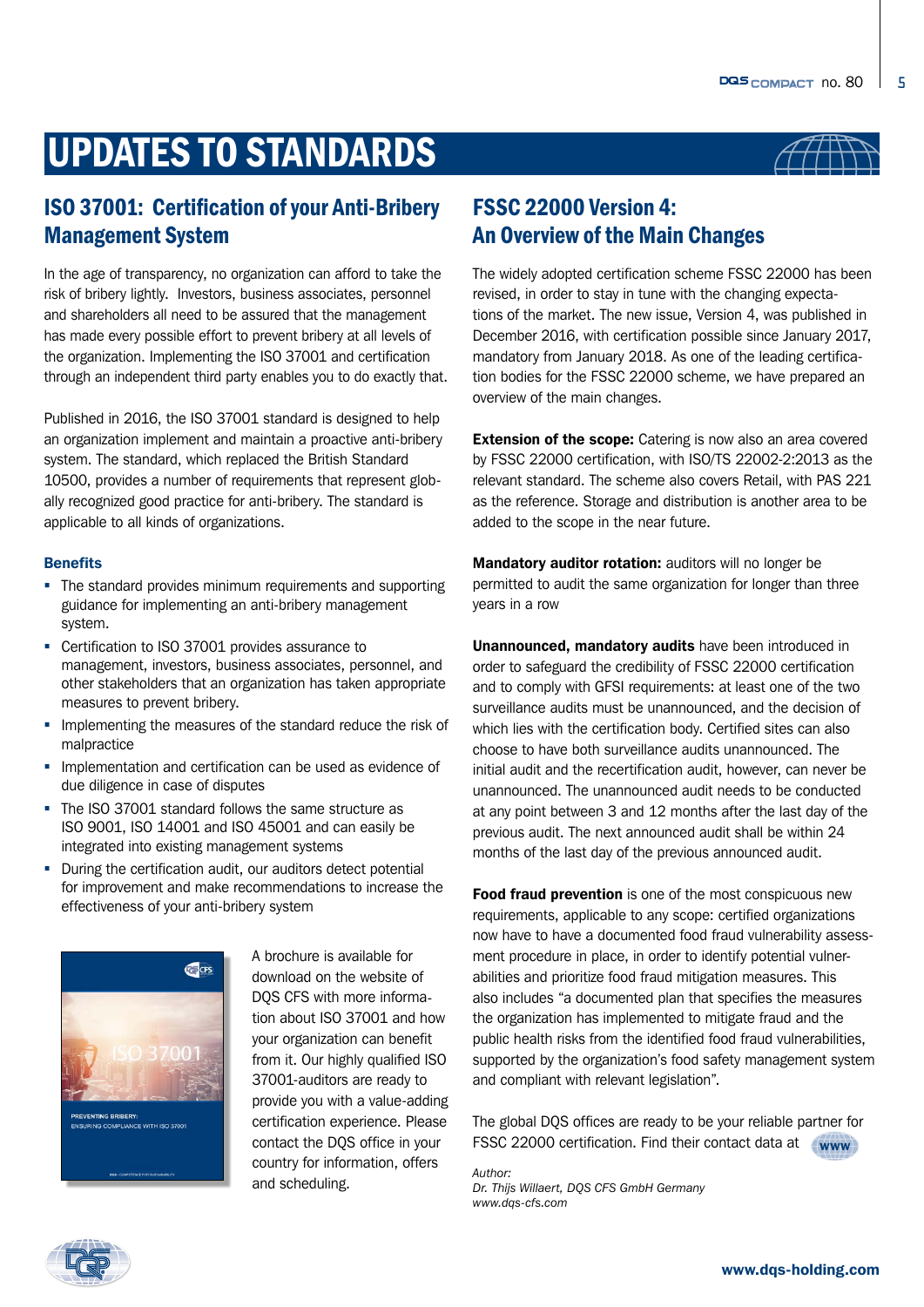# UPDATES TO STANDARDS

## ISO 37001: Certification of your Anti-Bribery Management System

In the age of transparency, no organization can afford to take the risk of bribery lightly. Investors, business associates, personnel and shareholders all need to be assured that the management has made every possible effort to prevent bribery at all levels of the organization. Implementing the ISO 37001 and certification through an independent third party enables you to do exactly that.

Published in 2016, the ISO 37001 standard is designed to help an organization implement and maintain a proactive anti-bribery system. The standard, which replaced the British Standard 10500, provides a number of requirements that represent globally recognized good practice for anti-bribery. The standard is applicable to all kinds of organizations.

### Benefits

- The standard provides minimum requirements and supporting guidance for implementing an anti-bribery management system.
- Certification to ISO 37001 provides assurance to management, investors, business associates, personnel, and other stakeholders that an organization has taken appropriate measures to prevent bribery.
- Implementing the measures of the standard reduce the risk of malpractice
- Implementation and certification can be used as evidence of due diligence in case of disputes
- The ISO 37001 standard follows the same structure as ISO 9001, ISO 14001 and ISO 45001 and can easily be integrated into existing management systems
- During the certification audit, our auditors detect potential for improvement and make recommendations to increase the effectiveness of your anti-bribery system

A brochure is available for download on the website of DQS CFS with more information about ISO 37001 and how your organization can benefit from it. Our highly qualified ISO 37001-auditors are ready to provide you with a value-adding certification experience. Please contact the DQS office in your country for information, offers and scheduling.

## FSSC 22000 Version 4: An Overview of the Main Changes

The widely adopted certification scheme FSSC 22000 has been revised, in order to stay in tune with the changing expectations of the market. The new issue, Version 4, was published in December 2016, with certification possible since January 2017, mandatory from January 2018. As one of the leading certification bodies for the FSSC 22000 scheme, we have prepared an overview of the main changes.

**Extension of the scope:** Catering is now also an area covered by FSSC 22000 certification, with ISO/TS 22002-2:2013 as the relevant standard. The scheme also covers Retail, with PAS 221 as the reference. Storage and distribution is another area to be added to the scope in the near future.

**Mandatory auditor rotation:** auditors will no longer be permitted to audit the same organization for longer than three years in a row

**Unannounced, mandatory audits** have been introduced in order to safeguard the credibility of FSSC 22000 certification and to comply with GFSI requirements: at least one of the two surveillance audits must be unannounced, and the decision of which lies with the certification body. Certified sites can also choose to have both surveillance audits unannounced. The initial audit and the recertification audit, however, can never be unannounced. The unannounced audit needs to be conducted at any point between 3 and 12 months after the last day of the previous audit. The next announced audit shall be within 24 months of the last day of the previous announced audit.

**Food fraud prevention** is one of the most conspicuous new requirements, applicable to any scope: certified organizations now have to have a documented food fraud vulnerability assessment procedure in place, in order to identify potential vulnerabilities and prioritize food fraud mitigation measures. This also includes "a documented plan that specifies the measures the organization has implemented to mitigate fraud and the public health risks from the identified food fraud vulnerabilities, supported by the organization's food safety management system and compliant with relevant legislation".

The global DQS offices are ready to be your reliable partner for FSSC 22000 certification. Find their contact data at www

*Author:*
*Dr. Thijs Willaert, DQS CFS GmbH Germany*
*www.dqs-cfs.com*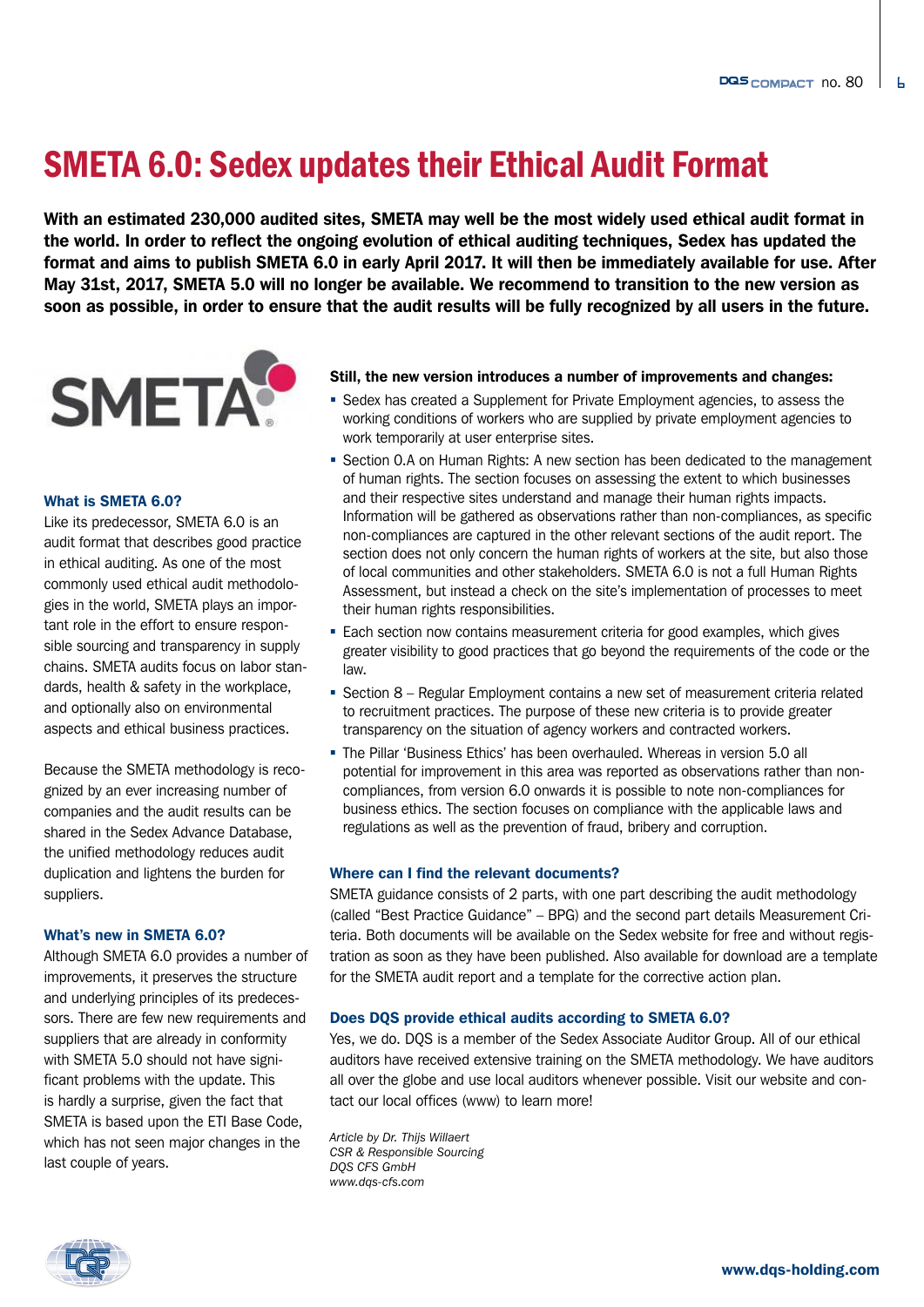# SMETA 6.0: Sedex updates their Ethical Audit Format

**With an estimated 230,000 audited sites, SMETA may well be the most widely used ethical audit format in the world. In order to reflect the ongoing evolution of ethical auditing techniques, Sedex has updated the format and aims to publish SMETA 6.0 in early April 2017. It will then be immediately available for use. After May 31st, 2017, SMETA 5.0 will no longer be available. We recommend to transition to the new version as soon as possible, in order to ensure that the audit results will be fully recognized by all users in the future.**

### What is SMETA 6.0?

Like its predecessor, SMETA 6.0 is an audit format that describes good practice in ethical auditing. As one of the most commonly used ethical audit methodologies in the world, SMETA plays an important role in the effort to ensure responsible sourcing and transparency in supply chains. SMETA audits focus on labor standards, health & safety in the workplace, and optionally also on environmental aspects and ethical business practices.

Because the SMETA methodology is recognized by an ever increasing number of companies and the audit results can be shared in the Sedex Advance Database, the unified methodology reduces audit duplication and lightens the burden for suppliers.

### What's new in SMETA 6.0?

Although SMETA 6.0 provides a number of improvements, it preserves the structure and underlying principles of its predecessors. There are few new requirements and suppliers that are already in conformity with SMETA 5.0 should not have significant problems with the update. This is hardly a surprise, given the fact that SMETA is based upon the ETI Base Code, which has not seen major changes in the last couple of years.

**Still, the new version introduces a number of improvements and changes:**

- Sedex has created a Supplement for Private Employment agencies, to assess the working conditions of workers who are supplied by private employment agencies to work temporarily at user enterprise sites.
- Section 0.A on Human Rights: A new section has been dedicated to the management of human rights. The section focuses on assessing the extent to which businesses and their respective sites understand and manage their human rights impacts. Information will be gathered as observations rather than non-compliances, as specific non-compliances are captured in the other relevant sections of the audit report. The section does not only concern the human rights of workers at the site, but also those of local communities and other stakeholders. SMETA 6.0 is not a full Human Rights Assessment, but instead a check on the site's implementation of processes to meet their human rights responsibilities.
- Each section now contains measurement criteria for good examples, which gives greater visibility to good practices that go beyond the requirements of the code or the law.
- Section 8 – Regular Employment contains a new set of measurement criteria related to recruitment practices. The purpose of these new criteria is to provide greater transparency on the situation of agency workers and contracted workers.
- The Pillar 'Business Ethics' has been overhauled. Whereas in version 5.0 all potential for improvement in this area was reported as observations rather than non-compliances, from version 6.0 onwards it is possible to note non-compliances for business ethics. The section focuses on compliance with the applicable laws and regulations as well as the prevention of fraud, bribery and corruption.

### Where can I find the relevant documents?

SMETA guidance consists of 2 parts, with one part describing the audit methodology (called "Best Practice Guidance" – BPG) and the second part details Measurement Criteria. Both documents will be available on the Sedex website for free and without registration as soon as they have been published. Also available for download are a template for the SMETA audit report and a template for the corrective action plan.

### Does DQS provide ethical audits according to SMETA 6.0?

Yes, we do. DQS is a member of the Sedex Associate Auditor Group. All of our ethical auditors have received extensive training on the SMETA methodology. We have auditors all over the globe and use local auditors whenever possible. Visit our website and contact our local offices (www) to learn more!

*Article by Dr. Thijs Willaert*
*CSR & Responsible Sourcing*
*DQS CFS GmbH*
*www.dqs-cfs.com*

www.dqs-holding.com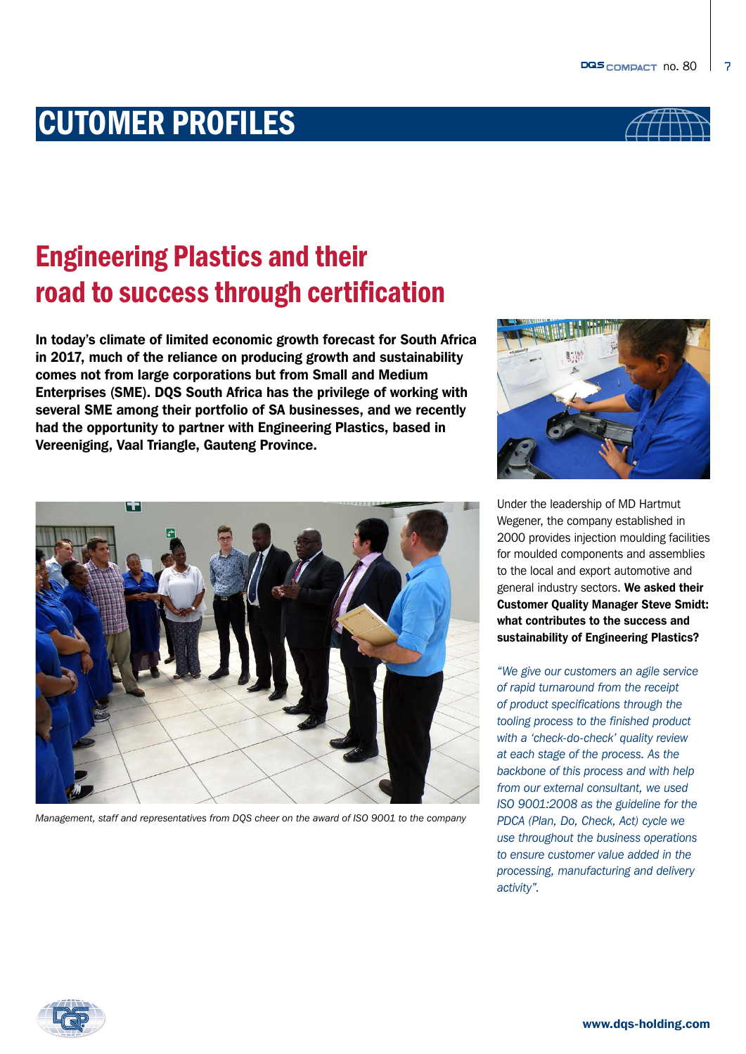# CUTOMER PROFILES

## Engineering Plastics and their road to success through certification

**In today's climate of limited economic growth forecast for South Africa in 2017, much of the reliance on producing growth and sustainability comes not from large corporations but from Small and Medium Enterprises (SME). DQS South Africa has the privilege of working with several SME among their portfolio of SA businesses, and we recently had the opportunity to partner with Engineering Plastics, based in Vereeniging, Vaal Triangle, Gauteng Province.**

*Management, staff and representatives from DQS cheer on the award of ISO 9001 to the company*

Under the leadership of MD Hartmut Wegener, the company established in 2000 provides injection moulding facilities for moulded components and assemblies to the local and export automotive and general industry sectors. **We asked their Customer Quality Manager Steve Smidt: what contributes to the success and sustainability of Engineering Plastics?**

*"We give our customers an agile service of rapid turnaround from the receipt of product specifications through the tooling process to the finished product with a 'check-do-check' quality review at each stage of the process. As the backbone of this process and with help from our external consultant, we used ISO 9001:2008 as the guideline for the PDCA (Plan, Do, Check, Act) cycle we use throughout the business operations to ensure customer value added in the processing, manufacturing and delivery activity".*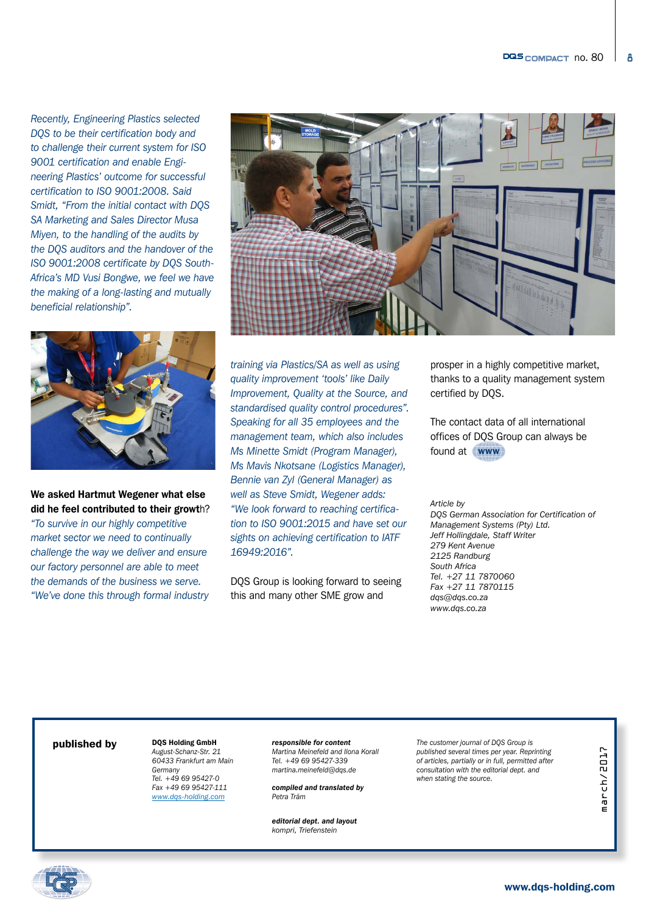*Recently, Engineering Plastics selected DQS to be their certification body and to challenge their current system for ISO 9001 certification and enable Engineering Plastics' outcome for successful certification to ISO 9001:2008. Said Smidt, "From the initial contact with DQS SA Marketing and Sales Director Musa Miyen, to the handling of the audits by the DQS auditors and the handover of the ISO 9001:2008 certificate by DQS South-Africa's MD Vusi Bongwe, we feel we have the making of a long-lasting and mutually beneficial relationship".*

**We asked Hartmut Wegener what else did he feel contributed to their growth?**

*"To survive in our highly competitive market sector we need to continually challenge the way we deliver and ensure our factory personnel are able to meet the demands of the business we serve. "We've done this through formal industry training via Plastics/SA as well as using quality improvement 'tools' like Daily Improvement, Quality at the Source, and standardised quality control procedures". Speaking for all 35 employees and the management team, which also includes Ms Minette Smidt (Program Manager), Ms Mavis Nkotsane (Logistics Manager), Bennie van Zyl (General Manager) as well as Steve Smidt, Wegener adds: "We look forward to reaching certification to ISO 9001:2015 and have set our sights on achieving certification to IATF 16949:2016".*

DQS Group is looking forward to seeing this and many other SME grow and prosper in a highly competitive market, thanks to a quality management system certified by DQS.

The contact data of all international offices of DQS Group can always be found at www

*Article by*
*DQS German Association for Certification of Management Systems (Pty) Ltd.*
*Jeff Hollingdale, Staff Writer*
*279 Kent Avenue*
*2125 Randburg*
*South Africa*
*Tel. +27 11 7870060*
*Fax +27 11 7870115*
*dqs@dqs.co.za*
*www.dqs.co.za*

**published by**

**DQS Holding GmbH**
*August-Schanz-Str. 21*
*60433 Frankfurt am Main*
*Germany*
*Tel. +49 69 95427-0*
*Fax +49 69 95427-111*
*www.dqs-holding.com*

***responsible for content***
*Martina Meinefeld and Ilona Korall*
*Tel. +49 69 95427-339*
*martina.meinefeld@dqs.de*

***compiled and translated by***
*Petra Träm*

***editorial dept. and layout***
*kompri, Triefenstein*

*The customer journal of DQS Group is published several times per year. Reprinting of articles, partially or in full, permitted after consultation with the editorial dept. and when stating the source.*

march/2017

**www.dqs-holding.com**